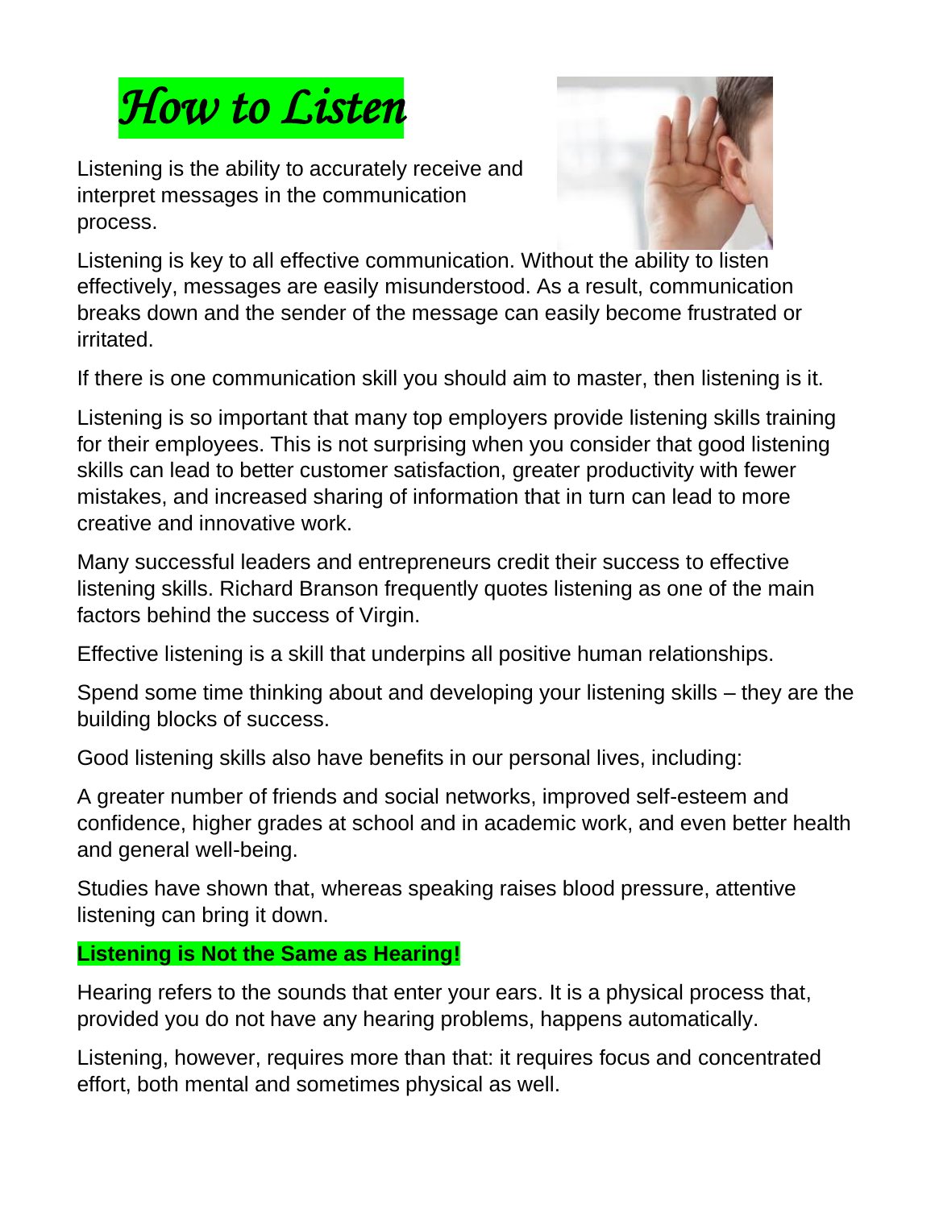# *How to Listen*

Listening is the ability to accurately receive and interpret messages in the communication process.

Listening is key to all effective communication. Without the ability to listen effectively, messages are easily misunderstood. As a result, communication breaks down and the sender of the message can easily become frustrated or irritated.

If there is one communication skill you should aim to master, then listening is it.

Listening is so important that many top employers provide listening skills training for their employees. This is not surprising when you consider that good listening skills can lead to better customer satisfaction, greater productivity with fewer mistakes, and increased sharing of information that in turn can lead to more creative and innovative work.

Many successful leaders and entrepreneurs credit their success to effective listening skills. Richard Branson frequently quotes listening as one of the main factors behind the success of Virgin.

Effective listening is a skill that underpins all positive human relationships.

Spend some time thinking about and developing your listening skills – they are the building blocks of success.

Good listening skills also have benefits in our personal lives, including:

A greater number of friends and social networks, improved self-esteem and confidence, higher grades at school and in academic work, and even better health and general well-being.

Studies have shown that, whereas speaking raises blood pressure, attentive listening can bring it down.

**Listening is Not the Same as Hearing!**

Hearing refers to the sounds that enter your ears. It is a physical process that, provided you do not have any hearing problems, happens automatically.

Listening, however, requires more than that: it requires focus and concentrated effort, both mental and sometimes physical as well.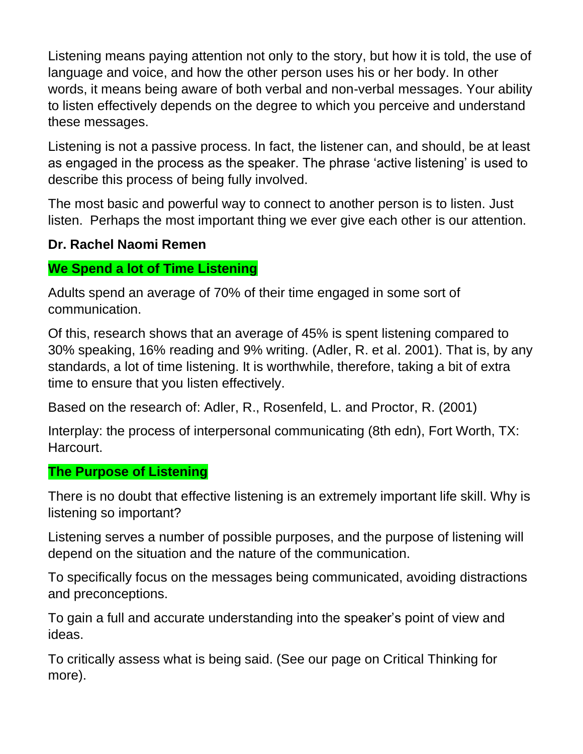Listening means paying attention not only to the story, but how it is told, the use of language and voice, and how the other person uses his or her body. In other words, it means being aware of both verbal and non-verbal messages. Your ability to listen effectively depends on the degree to which you perceive and understand these messages.

Listening is not a passive process. In fact, the listener can, and should, be at least as engaged in the process as the speaker. The phrase 'active listening' is used to describe this process of being fully involved.

The most basic and powerful way to connect to another person is to listen. Just listen. Perhaps the most important thing we ever give each other is our attention.

**Dr. Rachel Naomi Remen**

## We Spend a lot of Time Listening

Adults spend an average of 70% of their time engaged in some sort of communication.

Of this, research shows that an average of 45% is spent listening compared to 30% speaking, 16% reading and 9% writing. (Adler, R. et al. 2001). That is, by any standards, a lot of time listening. It is worthwhile, therefore, taking a bit of extra time to ensure that you listen effectively.

Based on the research of: Adler, R., Rosenfeld, L. and Proctor, R. (2001)

Interplay: the process of interpersonal communicating (8th edn), Fort Worth, TX: Harcourt.

## The Purpose of Listening

There is no doubt that effective listening is an extremely important life skill. Why is listening so important?

Listening serves a number of possible purposes, and the purpose of listening will depend on the situation and the nature of the communication.

To specifically focus on the messages being communicated, avoiding distractions and preconceptions.

To gain a full and accurate understanding into the speaker's point of view and ideas.

To critically assess what is being said. (See our page on Critical Thinking for more).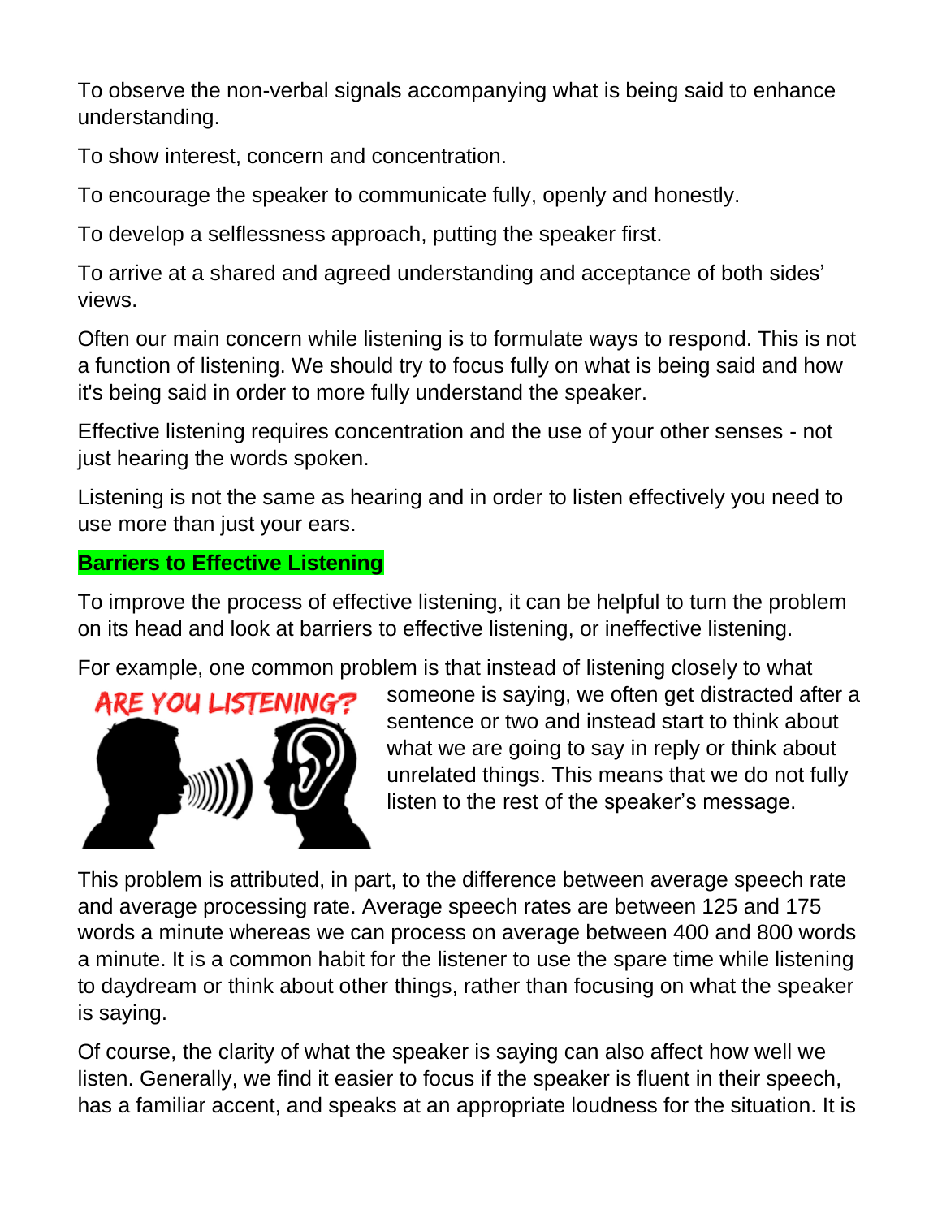To observe the non-verbal signals accompanying what is being said to enhance understanding.

To show interest, concern and concentration.

To encourage the speaker to communicate fully, openly and honestly.

To develop a selflessness approach, putting the speaker first.

To arrive at a shared and agreed understanding and acceptance of both sides' views.

Often our main concern while listening is to formulate ways to respond. This is not a function of listening. We should try to focus fully on what is being said and how it's being said in order to more fully understand the speaker.

Effective listening requires concentration and the use of your other senses - not just hearing the words spoken.

Listening is not the same as hearing and in order to listen effectively you need to use more than just your ears.

**Barriers to Effective Listening**

To improve the process of effective listening, it can be helpful to turn the problem on its head and look at barriers to effective listening, or ineffective listening.

For example, one common problem is that instead of listening closely to what someone is saying, we often get distracted after a sentence or two and instead start to think about what we are going to say in reply or think about unrelated things. This means that we do not fully listen to the rest of the speaker's message.

This problem is attributed, in part, to the difference between average speech rate and average processing rate. Average speech rates are between 125 and 175 words a minute whereas we can process on average between 400 and 800 words a minute. It is a common habit for the listener to use the spare time while listening to daydream or think about other things, rather than focusing on what the speaker is saying.

Of course, the clarity of what the speaker is saying can also affect how well we listen. Generally, we find it easier to focus if the speaker is fluent in their speech, has a familiar accent, and speaks at an appropriate loudness for the situation. It is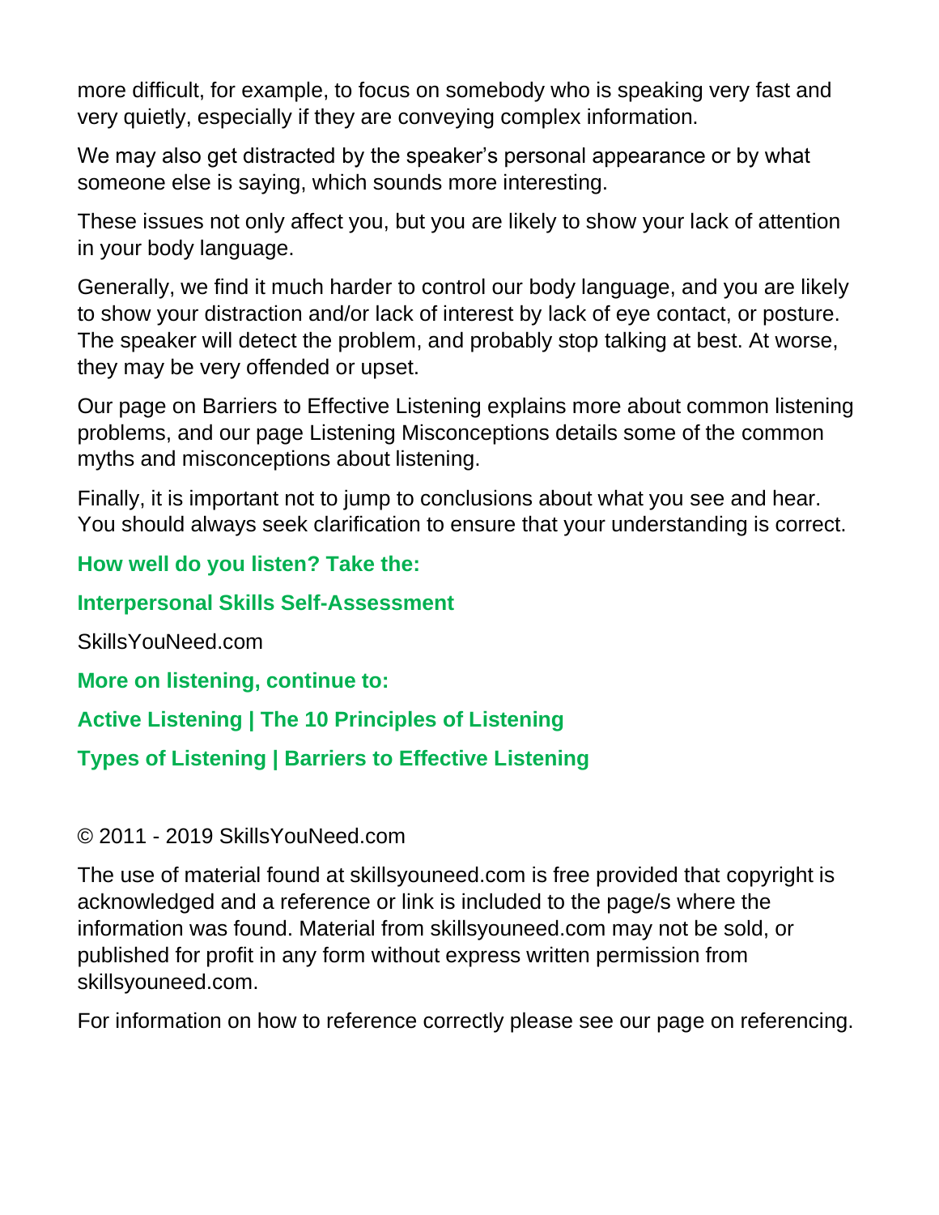more difficult, for example, to focus on somebody who is speaking very fast and very quietly, especially if they are conveying complex information.

We may also get distracted by the speaker's personal appearance or by what someone else is saying, which sounds more interesting.

These issues not only affect you, but you are likely to show your lack of attention in your body language.

Generally, we find it much harder to control our body language, and you are likely to show your distraction and/or lack of interest by lack of eye contact, or posture. The speaker will detect the problem, and probably stop talking at best. At worse, they may be very offended or upset.

Our page on Barriers to Effective Listening explains more about common listening problems, and our page Listening Misconceptions details some of the common myths and misconceptions about listening.

Finally, it is important not to jump to conclusions about what you see and hear. You should always seek clarification to ensure that your understanding is correct.

**How well do you listen? Take the:**

**Interpersonal Skills Self-Assessment**

SkillsYouNeed.com

**More on listening, continue to:**

**Active Listening | The 10 Principles of Listening**

**Types of Listening | Barriers to Effective Listening**

© 2011 - 2019 SkillsYouNeed.com

The use of material found at skillsyouneed.com is free provided that copyright is acknowledged and a reference or link is included to the page/s where the information was found. Material from skillsyouneed.com may not be sold, or published for profit in any form without express written permission from skillsyouneed.com.

For information on how to reference correctly please see our page on referencing.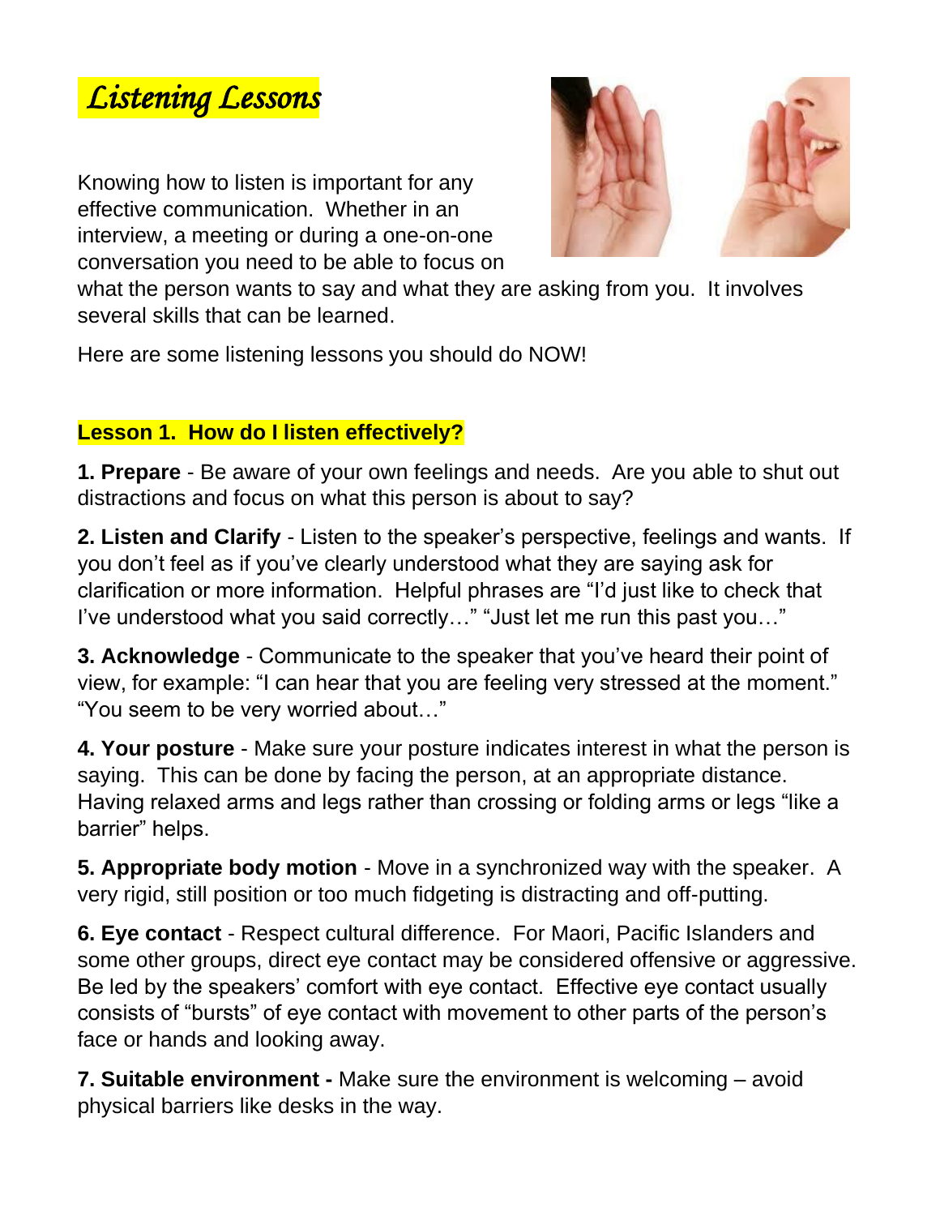# *Listening Lessons*

Knowing how to listen is important for any effective communication. Whether in an interview, a meeting or during a one-on-one conversation you need to be able to focus on what the person wants to say and what they are asking from you. It involves several skills that can be learned.

Here are some listening lessons you should do NOW!

## Lesson 1. How do I listen effectively?

**1. Prepare** - Be aware of your own feelings and needs. Are you able to shut out distractions and focus on what this person is about to say?

**2. Listen and Clarify** - Listen to the speaker's perspective, feelings and wants. If you don't feel as if you've clearly understood what they are saying ask for clarification or more information. Helpful phrases are "I'd just like to check that I've understood what you said correctly…" "Just let me run this past you…"

**3. Acknowledge** - Communicate to the speaker that you've heard their point of view, for example: "I can hear that you are feeling very stressed at the moment." "You seem to be very worried about…"

**4. Your posture** - Make sure your posture indicates interest in what the person is saying. This can be done by facing the person, at an appropriate distance. Having relaxed arms and legs rather than crossing or folding arms or legs "like a barrier" helps.

**5. Appropriate body motion** - Move in a synchronized way with the speaker. A very rigid, still position or too much fidgeting is distracting and off-putting.

**6. Eye contact** - Respect cultural difference. For Maori, Pacific Islanders and some other groups, direct eye contact may be considered offensive or aggressive. Be led by the speakers' comfort with eye contact. Effective eye contact usually consists of "bursts" of eye contact with movement to other parts of the person's face or hands and looking away.

**7. Suitable environment -** Make sure the environment is welcoming – avoid physical barriers like desks in the way.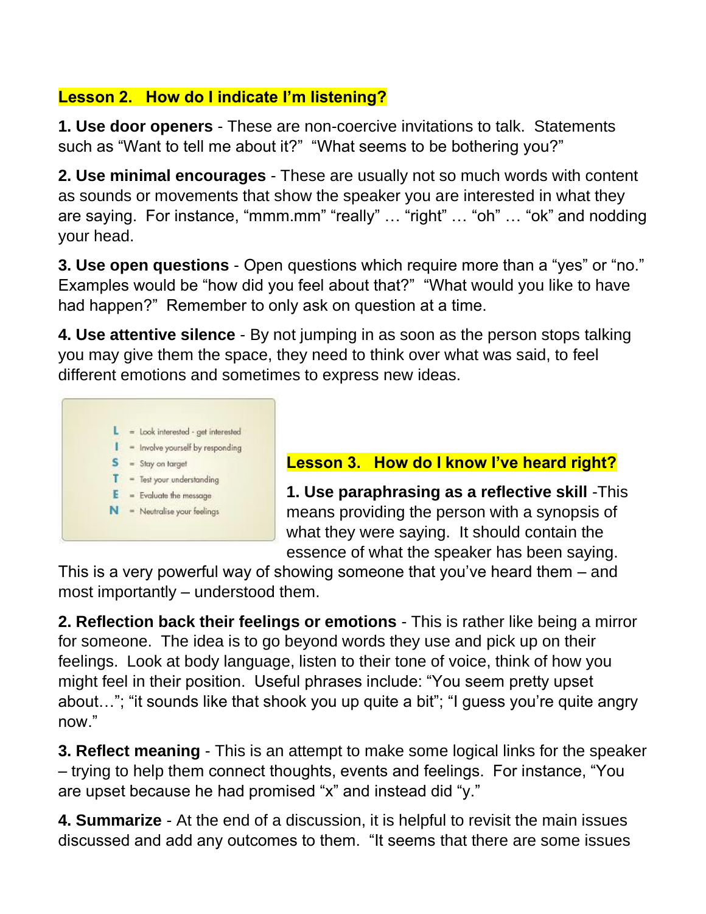## Lesson 2. How do I indicate I'm listening?

**1. Use door openers** - These are non-coercive invitations to talk. Statements such as "Want to tell me about it?" "What seems to be bothering you?"

**2. Use minimal encourages** - These are usually not so much words with content as sounds or movements that show the speaker you are interested in what they are saying. For instance, "mmm.mm" "really" … "right" … "oh" … "ok" and nodding your head.

**3. Use open questions** - Open questions which require more than a "yes" or "no." Examples would be "how did you feel about that?" "What would you like to have had happen?" Remember to only ask on question at a time.

**4. Use attentive silence** - By not jumping in as soon as the person stops talking you may give them the space, they need to think over what was said, to feel different emotions and sometimes to express new ideas.

**L** = Look interested - get interested
**I** = Involve yourself by responding
**S** = Stay on target
**T** = Test your understanding
**E** = Evaluate the message
**N** = Neutralise your feelings

## Lesson 3. How do I know I've heard right?

**1. Use paraphrasing as a reflective skill** -This means providing the person with a synopsis of what they were saying. It should contain the essence of what the speaker has been saying. This is a very powerful way of showing someone that you've heard them – and most importantly – understood them.

**2. Reflection back their feelings or emotions** - This is rather like being a mirror for someone. The idea is to go beyond words they use and pick up on their feelings. Look at body language, listen to their tone of voice, think of how you might feel in their position. Useful phrases include: "You seem pretty upset about…"; "it sounds like that shook you up quite a bit"; "I guess you're quite angry now."

**3. Reflect meaning** - This is an attempt to make some logical links for the speaker – trying to help them connect thoughts, events and feelings. For instance, "You are upset because he had promised "x" and instead did "y."

**4. Summarize** - At the end of a discussion, it is helpful to revisit the main issues discussed and add any outcomes to them. "It seems that there are some issues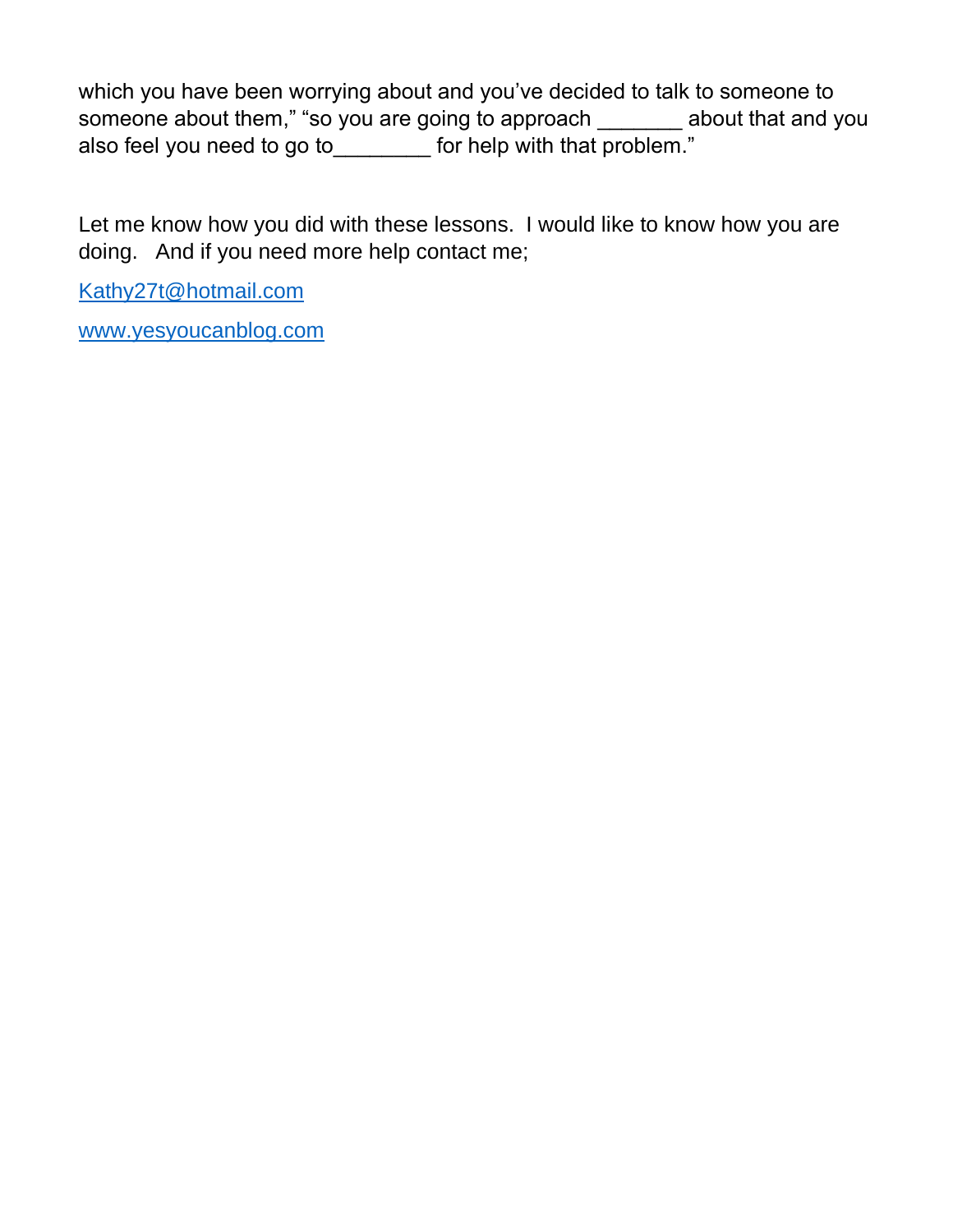which you have been worrying about and you've decided to talk to someone to someone about them," "so you are going to approach _______ about that and you also feel you need to go to________ for help with that problem."

Let me know how you did with these lessons. I would like to know how you are doing. And if you need more help contact me;

Kathy27t@hotmail.com

www.yesyoucanblog.com